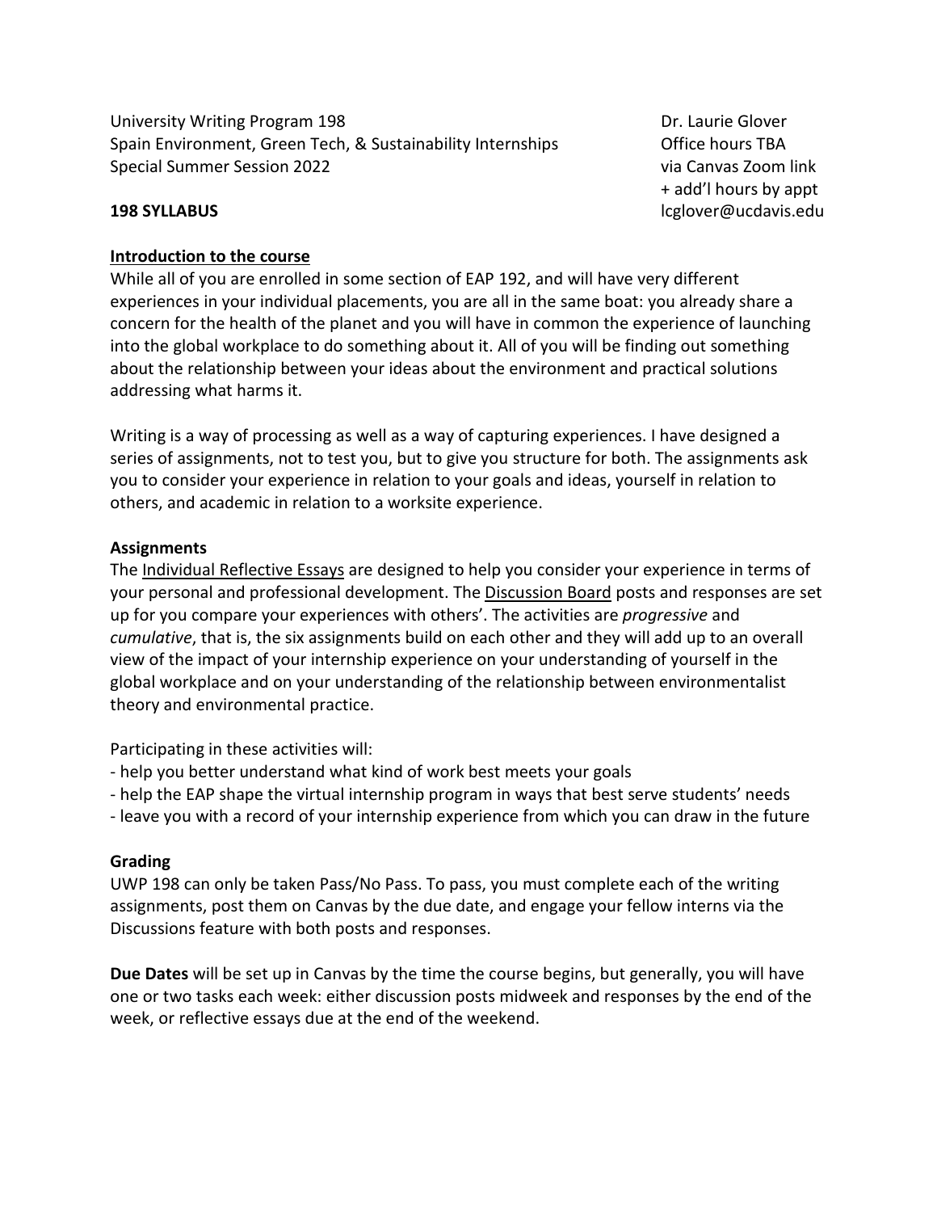University Writing Program 198
Spain Environment, Green Tech, & Sustainability Internships
Special Summer Session 2022

Dr. Laurie Glover
Office hours TBA
via Canvas Zoom link
+ add'l hours by appt
lcglover@ucdavis.edu

**198 SYLLABUS**

**Introduction to the course**

While all of you are enrolled in some section of EAP 192, and will have very different experiences in your individual placements, you are all in the same boat: you already share a concern for the health of the planet and you will have in common the experience of launching into the global workplace to do something about it. All of you will be finding out something about the relationship between your ideas about the environment and practical solutions addressing what harms it.

Writing is a way of processing as well as a way of capturing experiences. I have designed a series of assignments, not to test you, but to give you structure for both. The assignments ask you to consider your experience in relation to your goals and ideas, yourself in relation to others, and academic in relation to a worksite experience.

**Assignments**

The Individual Reflective Essays are designed to help you consider your experience in terms of your personal and professional development. The Discussion Board posts and responses are set up for you compare your experiences with others'. The activities are *progressive* and *cumulative*, that is, the six assignments build on each other and they will add up to an overall view of the impact of your internship experience on your understanding of yourself in the global workplace and on your understanding of the relationship between environmentalist theory and environmental practice.

Participating in these activities will:

- help you better understand what kind of work best meets your goals
- help the EAP shape the virtual internship program in ways that best serve students' needs
- leave you with a record of your internship experience from which you can draw in the future

**Grading**

UWP 198 can only be taken Pass/No Pass. To pass, you must complete each of the writing assignments, post them on Canvas by the due date, and engage your fellow interns via the Discussions feature with both posts and responses.

**Due Dates** will be set up in Canvas by the time the course begins, but generally, you will have one or two tasks each week: either discussion posts midweek and responses by the end of the week, or reflective essays due at the end of the weekend.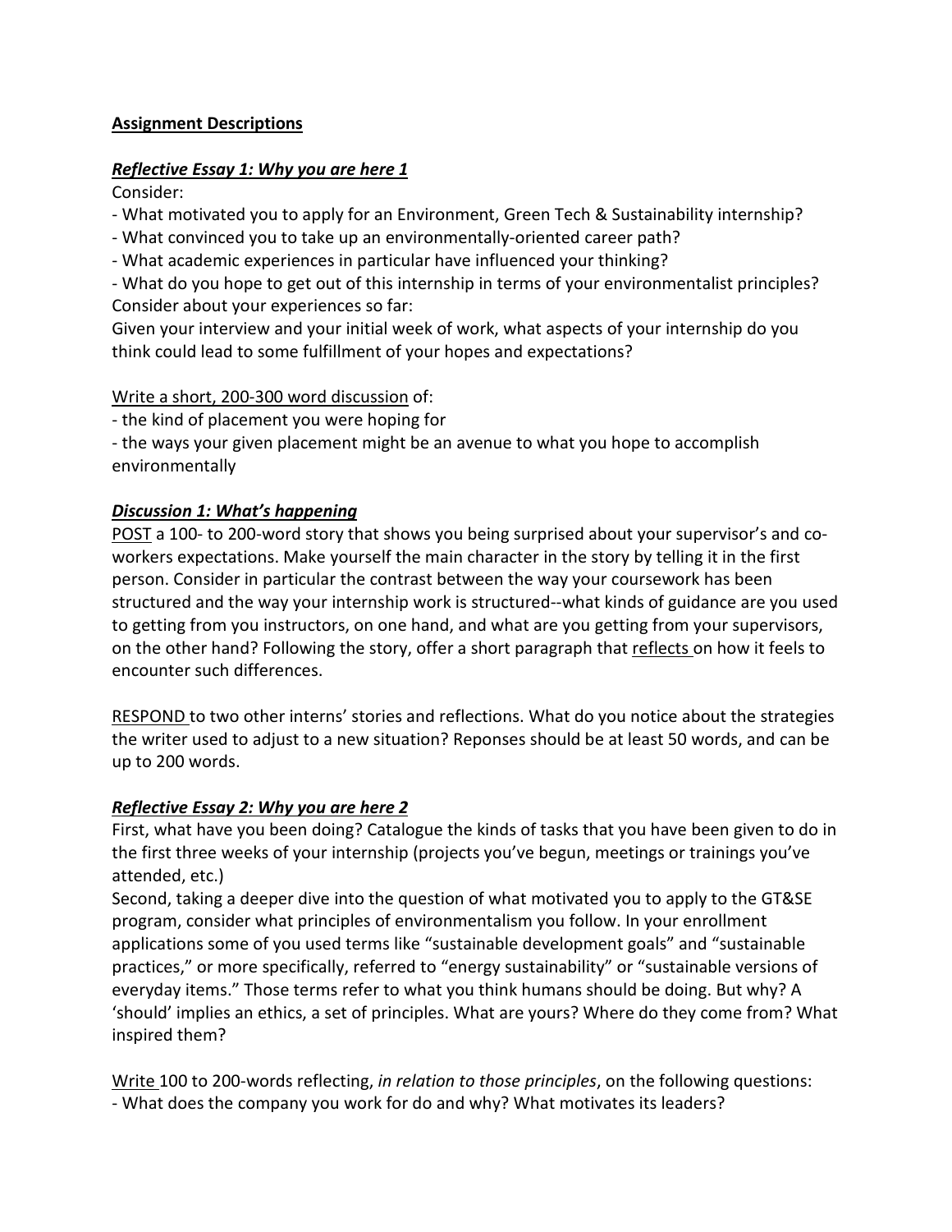**<u>Assignment Descriptions</u>**

***<u>Reflective Essay 1: Why you are here 1</u>***

Consider:

- What motivated you to apply for an Environment, Green Tech & Sustainability internship?
- What convinced you to take up an environmentally-oriented career path?
- What academic experiences in particular have influenced your thinking?
- What do you hope to get out of this internship in terms of your environmentalist principles?

Consider about your experiences so far:

Given your interview and your initial week of work, what aspects of your internship do you think could lead to some fulfillment of your hopes and expectations?

<u>Write a short, 200-300 word discussion</u> of:

- the kind of placement you were hoping for
- the ways your given placement might be an avenue to what you hope to accomplish environmentally

***<u>Discussion 1: What's happening</u>***

<u>POST</u> a 100- to 200-word story that shows you being surprised about your supervisor's and co-workers expectations. Make yourself the main character in the story by telling it in the first person. Consider in particular the contrast between the way your coursework has been structured and the way your internship work is structured--what kinds of guidance are you used to getting from you instructors, on one hand, and what are you getting from your supervisors, on the other hand? Following the story, offer a short paragraph that <u>reflects</u> on how it feels to encounter such differences.

<u>RESPOND</u> to two other interns' stories and reflections. What do you notice about the strategies the writer used to adjust to a new situation? Reponses should be at least 50 words, and can be up to 200 words.

***<u>Reflective Essay 2: Why you are here 2</u>***

First, what have you been doing? Catalogue the kinds of tasks that you have been given to do in the first three weeks of your internship (projects you've begun, meetings or trainings you've attended, etc.)

Second, taking a deeper dive into the question of what motivated you to apply to the GT&SE program, consider what principles of environmentalism you follow. In your enrollment applications some of you used terms like "sustainable development goals" and "sustainable practices," or more specifically, referred to "energy sustainability" or "sustainable versions of everyday items." Those terms refer to what you think humans should be doing. But why? A 'should' implies an ethics, a set of principles. What are yours? Where do they come from? What inspired them?

<u>Write</u> 100 to 200-words reflecting, *in relation to those principles*, on the following questions:

- What does the company you work for do and why? What motivates its leaders?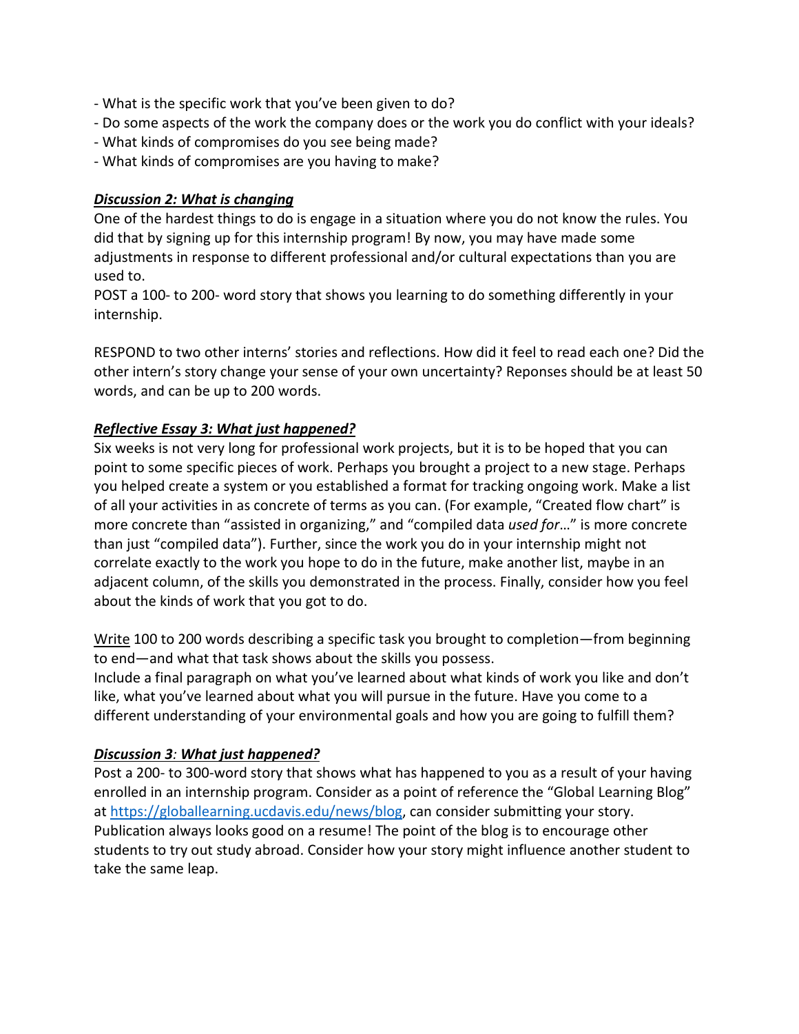- What is the specific work that you've been given to do?
- Do some aspects of the work the company does or the work you do conflict with your ideals?
- What kinds of compromises do you see being made?
- What kinds of compromises are you having to make?

***Discussion 2: What is changing***

One of the hardest things to do is engage in a situation where you do not know the rules. You did that by signing up for this internship program! By now, you may have made some adjustments in response to different professional and/or cultural expectations than you are used to.

POST a 100- to 200- word story that shows you learning to do something differently in your internship.

RESPOND to two other interns' stories and reflections. How did it feel to read each one? Did the other intern's story change your sense of your own uncertainty? Reponses should be at least 50 words, and can be up to 200 words.

***Reflective Essay 3: What just happened?***

Six weeks is not very long for professional work projects, but it is to be hoped that you can point to some specific pieces of work. Perhaps you brought a project to a new stage. Perhaps you helped create a system or you established a format for tracking ongoing work. Make a list of all your activities in as concrete of terms as you can. (For example, "Created flow chart" is more concrete than "assisted in organizing," and "compiled data *used for*…" is more concrete than just "compiled data"). Further, since the work you do in your internship might not correlate exactly to the work you hope to do in the future, make another list, maybe in an adjacent column, of the skills you demonstrated in the process. Finally, consider how you feel about the kinds of work that you got to do.

Write 100 to 200 words describing a specific task you brought to completion—from beginning to end—and what that task shows about the skills you possess.

Include a final paragraph on what you've learned about what kinds of work you like and don't like, what you've learned about what you will pursue in the future. Have you come to a different understanding of your environmental goals and how you are going to fulfill them?

***Discussion 3: What just happened?***

Post a 200- to 300-word story that shows what has happened to you as a result of your having enrolled in an internship program. Consider as a point of reference the "Global Learning Blog" at https://globallearning.ucdavis.edu/news/blog, can consider submitting your story. Publication always looks good on a resume! The point of the blog is to encourage other students to try out study abroad. Consider how your story might influence another student to take the same leap.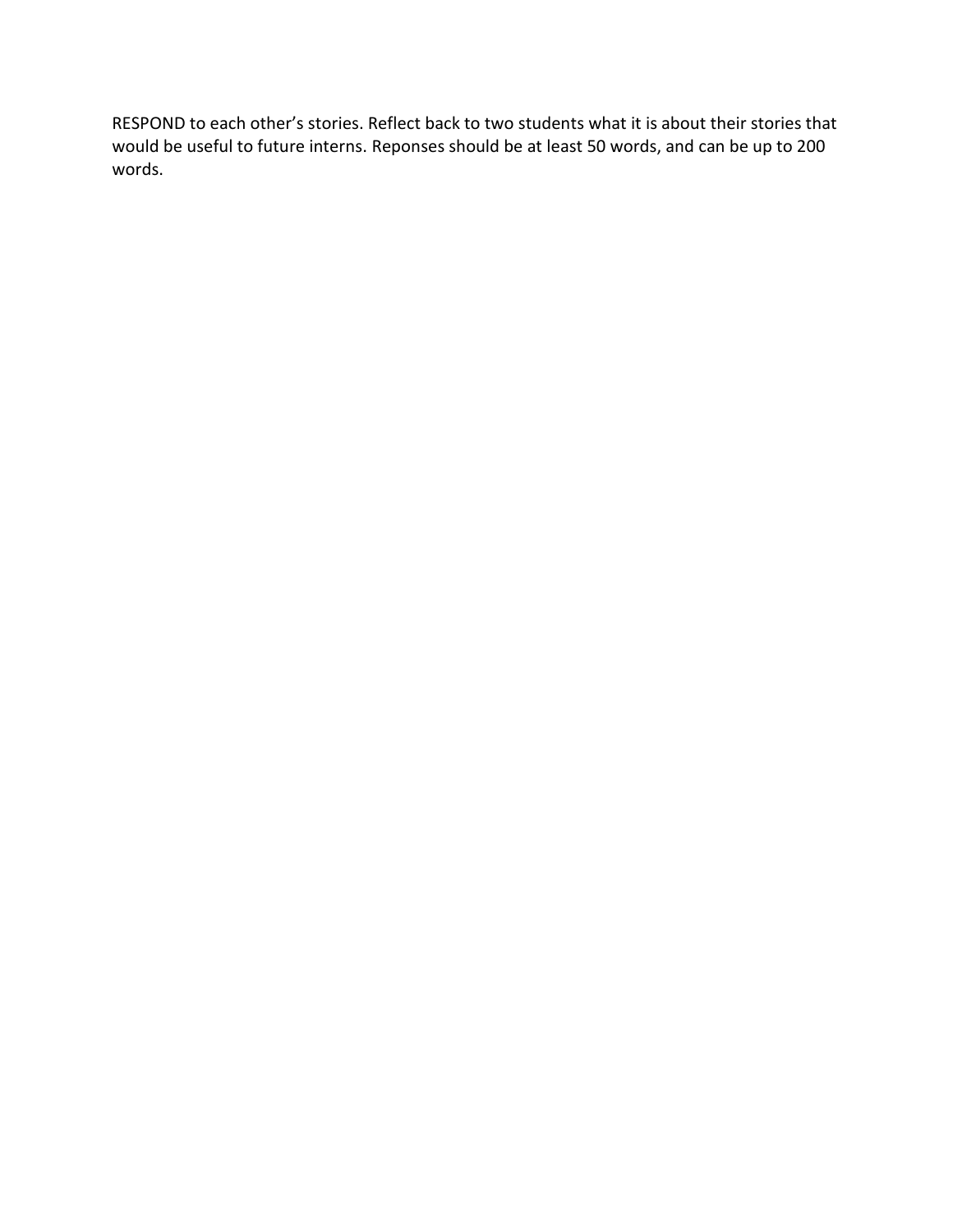RESPOND to each other's stories. Reflect back to two students what it is about their stories that would be useful to future interns. Reponses should be at least 50 words, and can be up to 200 words.